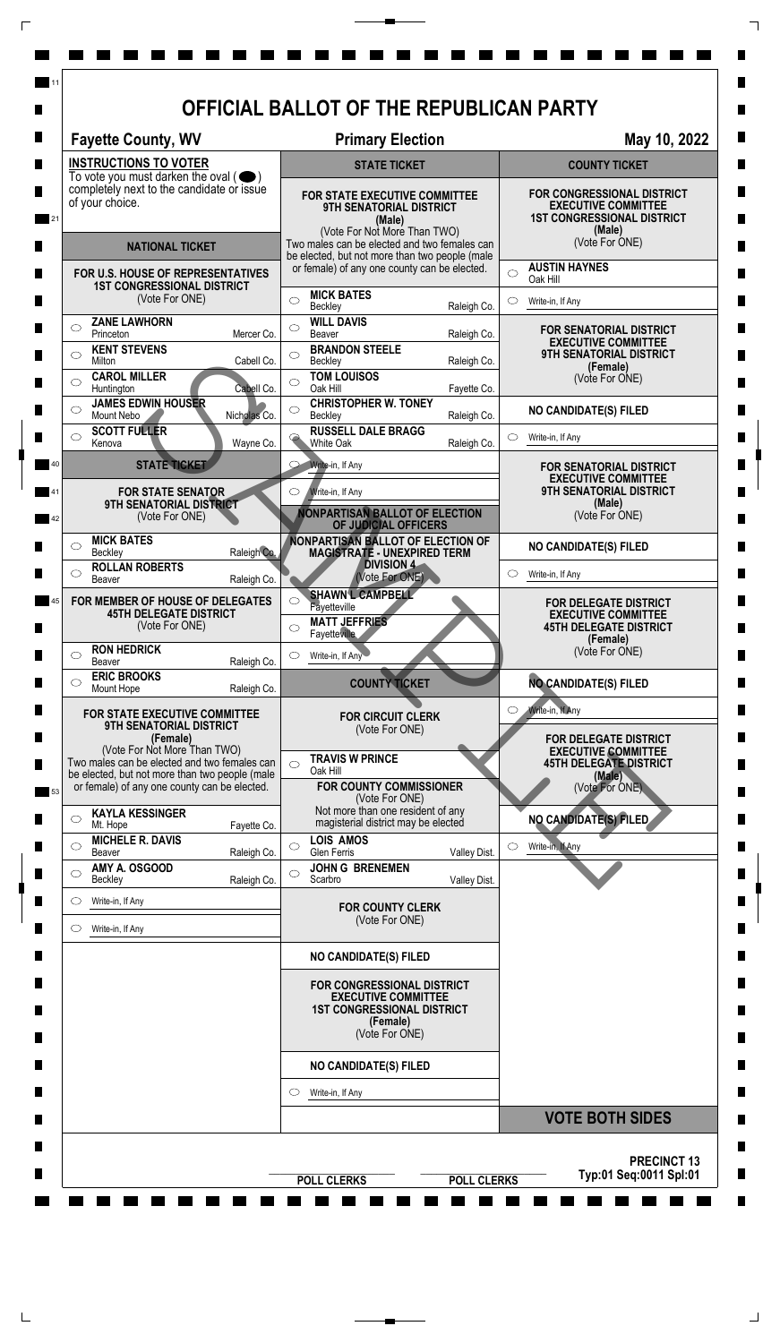# OFFICIAL BALLOT OF THE REPUBLICAN PARTY

**Fayette County, WV** | **Primary Election** | **May 10, 2022**

## INSTRUCTIONS TO VOTER

To vote you must darken the oval ( ⬤ ) completely next to the candidate or issue of your choice.

## NATIONAL TICKET

### FOR U.S. HOUSE OF REPRESENTATIVES 1ST CONGRESSIONAL DISTRICT
(Vote For ONE)

- ZANE LAWHORN — Princeton, Mercer Co.
- KENT STEVENS — Milton, Cabell Co.
- CAROL MILLER — Huntington, Cabell Co.
- JAMES EDWIN HOUSER — Mount Nebo, Nicholas Co.
- SCOTT FULLER — Kenova, Wayne Co.

## STATE TICKET

### FOR STATE SENATOR 9TH SENATORIAL DISTRICT
(Vote For ONE)

- MICK BATES — Beckley, Raleigh Co.
- ROLLAN ROBERTS — Beaver, Raleigh Co.

### FOR MEMBER OF HOUSE OF DELEGATES 45TH DELEGATE DISTRICT
(Vote For ONE)

- RON HEDRICK — Beaver, Raleigh Co.
- ERIC BROOKS — Mount Hope, Raleigh Co.

### FOR STATE EXECUTIVE COMMITTEE 9TH SENATORIAL DISTRICT (Female)
(Vote For Not More Than TWO)

Two males can be elected and two females can be elected, but not more than two people (male or female) of any one county can be elected.

- KAYLA KESSINGER — Mt. Hope, Fayette Co.
- MICHELE R. DAVIS — Beaver, Raleigh Co.
- AMY A. OSGOOD — Beckley, Raleigh Co.
- Write-in, If Any
- Write-in, If Any

## STATE TICKET

### FOR STATE EXECUTIVE COMMITTEE 9TH SENATORIAL DISTRICT (Male)
(Vote For Not More Than TWO)

Two males can be elected and two females can be elected, but not more than two people (male or female) of any one county can be elected.

- MICK BATES — Beckley, Raleigh Co.
- WILL DAVIS — Beaver, Raleigh Co.
- BRANDON STEELE — Beckley, Raleigh Co.
- TOM LOUISOS — Oak Hill, Fayette Co.
- CHRISTOPHER W. TONEY — Beckley, Raleigh Co.
- RUSSELL DALE BRAGG — White Oak, Raleigh Co.
- Write-in, If Any
- Write-in, If Any

## NONPARTISAN BALLOT OF ELECTION OF JUDICIAL OFFICERS

### NONPARTISAN BALLOT OF ELECTION OF MAGISTRATE - UNEXPIRED TERM DIVISION 4
(Vote For ONE)

- SHAWN L CAMPBELL — Fayetteville
- MATT JEFFRIES — Fayetteville
- Write-in, If Any

## COUNTY TICKET

### FOR CIRCUIT CLERK
(Vote For ONE)

- TRAVIS W PRINCE — Oak Hill

### FOR COUNTY COMMISSIONER
(Vote For ONE)

Not more than one resident of any magisterial district may be elected

- LOIS AMOS — Glen Ferris, Valley Dist.
- JOHN G BRENEMEN — Scarbro, Valley Dist.

### FOR COUNTY CLERK
(Vote For ONE)

NO CANDIDATE(S) FILED

### FOR CONGRESSIONAL DISTRICT EXECUTIVE COMMITTEE 1ST CONGRESSIONAL DISTRICT (Female)
(Vote For ONE)

NO CANDIDATE(S) FILED

- Write-in, If Any

## COUNTY TICKET

### FOR CONGRESSIONAL DISTRICT EXECUTIVE COMMITTEE 1ST CONGRESSIONAL DISTRICT (Male)
(Vote For ONE)

- AUSTIN HAYNES — Oak Hill
- Write-in, If Any

### FOR SENATORIAL DISTRICT EXECUTIVE COMMITTEE 9TH SENATORIAL DISTRICT (Female)
(Vote For ONE)

NO CANDIDATE(S) FILED

- Write-in, If Any

### FOR SENATORIAL DISTRICT EXECUTIVE COMMITTEE 9TH SENATORIAL DISTRICT (Male)
(Vote For ONE)

NO CANDIDATE(S) FILED

- Write-in, If Any

### FOR DELEGATE DISTRICT EXECUTIVE COMMITTEE 45TH DELEGATE DISTRICT (Female)
(Vote For ONE)

NO CANDIDATE(S) FILED

- Write-in, If Any

### FOR DELEGATE DISTRICT EXECUTIVE COMMITTEE 45TH DELEGATE DISTRICT (Male)
(Vote For ONE)

NO CANDIDATE(S) FILED

- Write-in, If Any

**VOTE BOTH SIDES**

POLL CLERKS | POLL CLERKS

**PRECINCT 13**
Typ:01 Seq:0011 Spl:01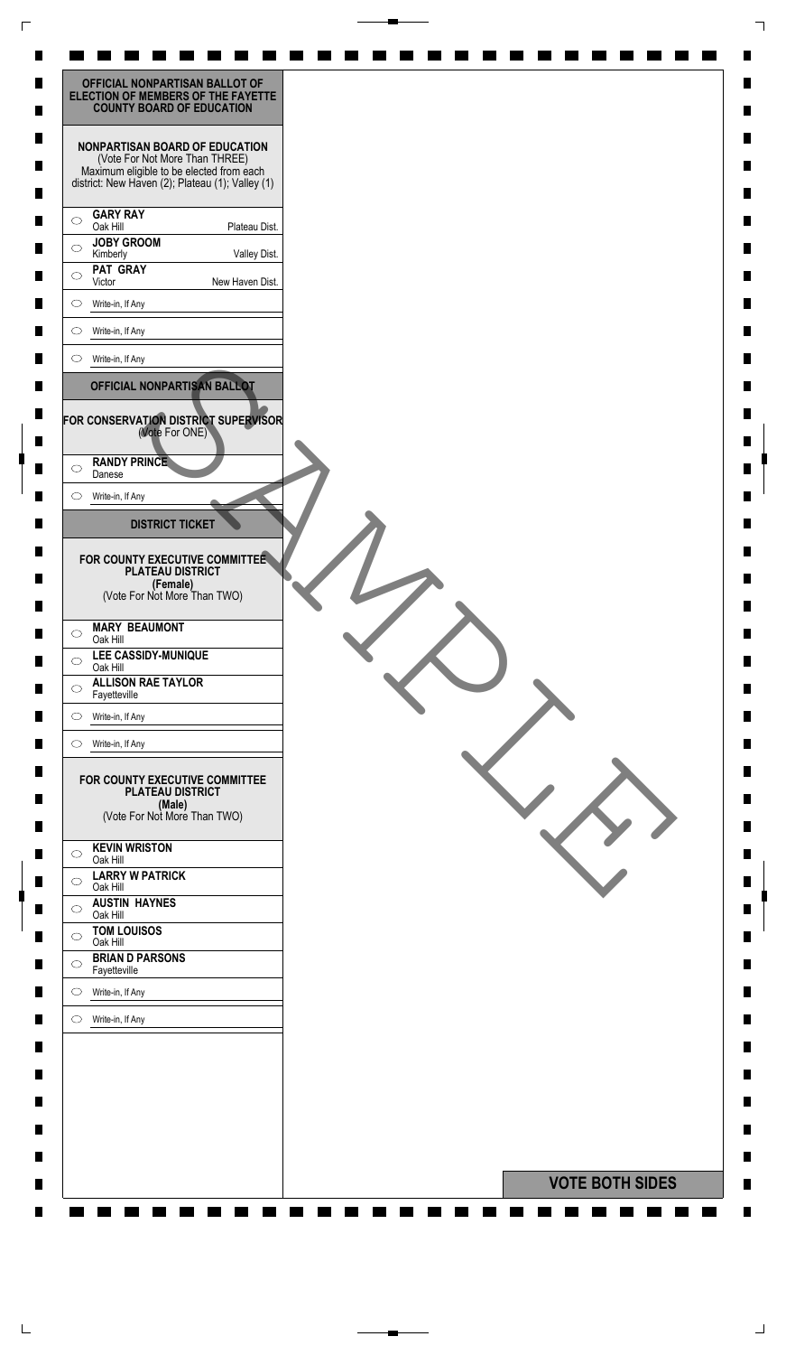## OFFICIAL NONPARTISAN BALLOT OF ELECTION OF MEMBERS OF THE FAYETTE COUNTY BOARD OF EDUCATION

### NONPARTISAN BOARD OF EDUCATION

(Vote For Not More Than THREE)
Maximum eligible to be elected from each district: New Haven (2); Plateau (1); Valley (1)

- **GARY RAY** — Oak Hill — Plateau Dist.
- **JOBY GROOM** — Kimberly — Valley Dist.
- **PAT GRAY** — Victor — New Haven Dist.
- Write-in, If Any
- Write-in, If Any
- Write-in, If Any

## OFFICIAL NONPARTISAN BALLOT

### FOR CONSERVATION DISTRICT SUPERVISOR

(Vote For ONE)

- **RANDY PRINCE** — Danese
- Write-in, If Any

## DISTRICT TICKET

### FOR COUNTY EXECUTIVE COMMITTEE PLATEAU DISTRICT (Female)

(Vote For Not More Than TWO)

- **MARY BEAUMONT** — Oak Hill
- **LEE CASSIDY-MUNIQUE** — Oak Hill
- **ALLISON RAE TAYLOR** — Fayetteville
- Write-in, If Any
- Write-in, If Any

### FOR COUNTY EXECUTIVE COMMITTEE PLATEAU DISTRICT (Male)

(Vote For Not More Than TWO)

- **KEVIN WRISTON** — Oak Hill
- **LARRY W PATRICK** — Oak Hill
- **AUSTIN HAYNES** — Oak Hill
- **TOM LOUISOS** — Oak Hill
- **BRIAN D PARSONS** — Fayetteville
- Write-in, If Any
- Write-in, If Any

SAMPLE

**VOTE BOTH SIDES**